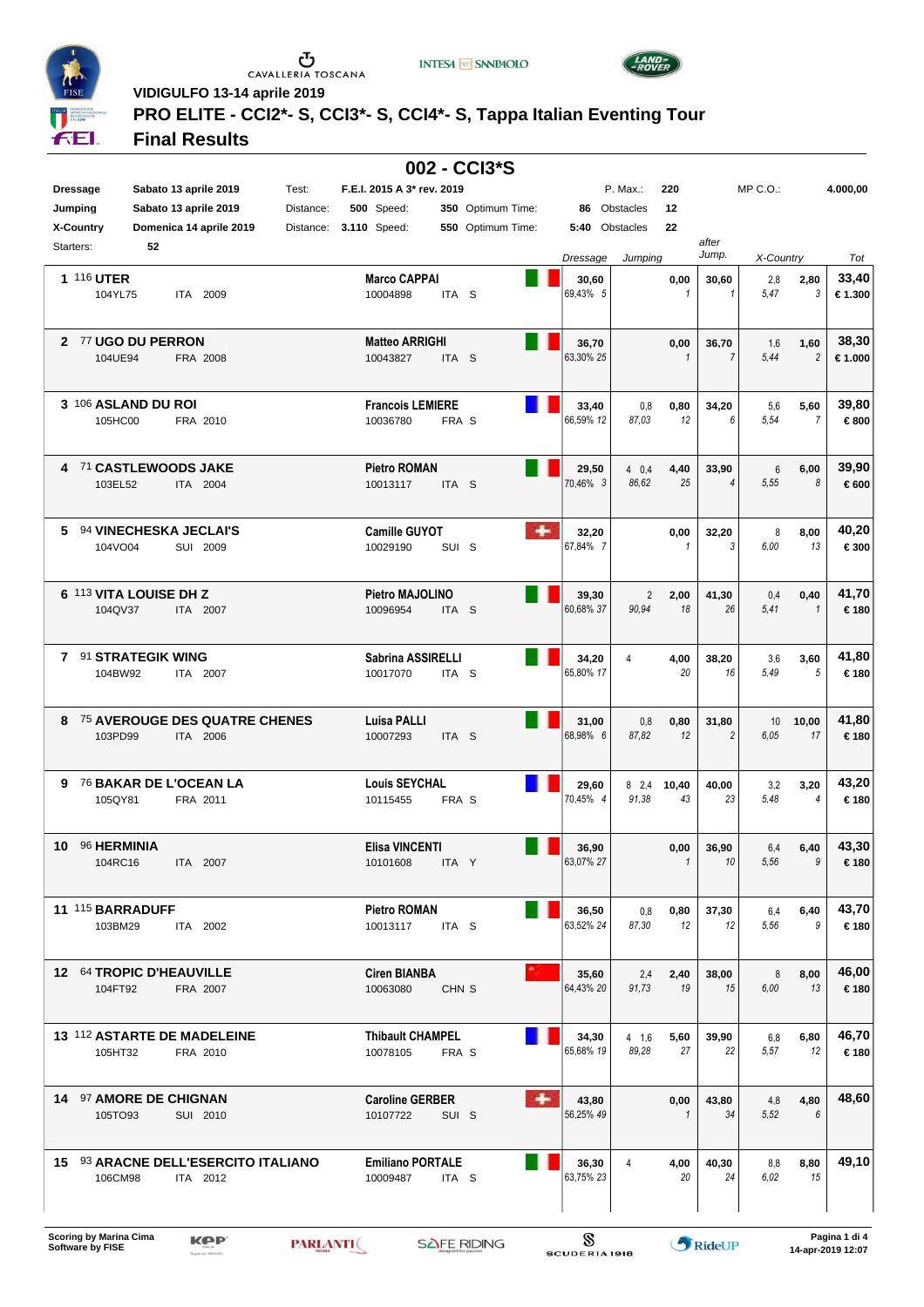VIDIGULFO 13-14 aprile 2019

# PRO ELITE - CCI2*- S, CCI3*- S, CCI4*- S, Tappa Italian Eventing Tour

## Final Results

### 002 - CCI3*S

| | | Test: | F.E.I. 2015 A 3* rev. 2019 | | P. Max.: | 220 | MP C.O.: | 4.000,00 |
|---|---|---|---|---|---|---|---|---|
| Dressage | Sabato 13 aprile 2019 | | | | | | | |
| Jumping | Sabato 13 aprile 2019 | Distance: | 500 Speed: | 350 Optimum Time: | 86 Obstacles | 12 | | |
| X-Country | Domenica 14 aprile 2019 | Distance: | 3.110 Speed: | 550 Optimum Time: | 5:40 Obstacles | 22 | | |
| Starters: | 52 | | | | | | | |

| Rank | No. | Horse | Horse ID | Nat | Year | Rider | Rider ID | Nat | Cat | Dressage | Dressage % / Rank | Jumping Pen. | Jumping Time Pen. | Jumping Time | Jumping Tot | Jumping Rank | after Jump. | after Jump. Rank | X-Country Pen. | X-Country Time | X-Country Tot | X-Country Rank | Tot | Prize |
|---|---|---|---|---|---|---|---|---|---|---|---|---|---|---|---|---|---|---|---|---|---|---|---|---|
| 1 | 116 | UTER | 104YL75 | ITA | 2009 | Marco CAPPAI | 10004898 | ITA | S | 30,60 | 69,43% 5 | | | | 0,00 | 1 | 30,60 | 1 | 2,8 | 5,47 | 2,80 | 3 | 33,40 | € 1.300 |
| 2 | 77 | UGO DU PERRON | 104UE94 | FRA | 2008 | Matteo ARRIGHI | 10043827 | ITA | S | 36,70 | 63,30% 25 | | | | 0,00 | 1 | 36,70 | 7 | 1,6 | 5,44 | 1,60 | 2 | 38,30 | € 1.000 |
| 3 | 106 | ASLAND DU ROI | 105HC00 | FRA | 2010 | Francois LEMIERE | 10036780 | FRA | S | 33,40 | 66,59% 12 | | 0,8 | 87,03 | 0,80 | 12 | 34,20 | 6 | 5,6 | 5,54 | 5,60 | 7 | 39,80 | € 800 |
| 4 | 71 | CASTLEWOODS JAKE | 103EL52 | ITA | 2004 | Pietro ROMAN | 10013117 | ITA | S | 29,50 | 70,46% 3 | 4 | 0,4 | 86,62 | 4,40 | 25 | 33,90 | 4 | 6 | 5,55 | 6,00 | 8 | 39,90 | € 600 |
| 5 | 94 | VINECHESKA JECLAI'S | 104VO04 | SUI | 2009 | Camille GUYOT | 10029190 | SUI | S | 32,20 | 67,84% 7 | | | | 0,00 | 1 | 32,20 | 3 | 8 | 6,00 | 8,00 | 13 | 40,20 | € 300 |
| 6 | 113 | VITA LOUISE DH Z | 104QV37 | ITA | 2007 | Pietro MAJOLINO | 10096954 | ITA | S | 39,30 | 60,68% 37 | | 2 | 90,94 | 2,00 | 18 | 41,30 | 26 | 0,4 | 5,41 | 0,40 | 1 | 41,70 | € 180 |
| 7 | 91 | STRATEGIK WING | 104BW92 | ITA | 2007 | Sabrina ASSIRELLI | 10017070 | ITA | S | 34,20 | 65,80% 17 | 4 | | | 4,00 | 20 | 38,20 | 16 | 3,6 | 5,49 | 3,60 | 5 | 41,80 | € 180 |
| 8 | 75 | AVEROUGE DES QUATRE CHENES | 103PD99 | ITA | 2006 | Luisa PALLI | 10007293 | ITA | S | 31,00 | 68,98% 6 | | 0,8 | 87,82 | 0,80 | 12 | 31,80 | 2 | 10 | 6,05 | 10,00 | 17 | 41,80 | € 180 |
| 9 | 76 | BAKAR DE L'OCEAN LA | 105QY81 | FRA | 2011 | Louis SEYCHAL | 10115455 | FRA | S | 29,60 | 70,45% 4 | 8 | 2,4 | 91,38 | 10,40 | 43 | 40,00 | 23 | 3,2 | 5,48 | 3,20 | 4 | 43,20 | € 180 |
| 10 | 96 | HERMINIA | 104RC16 | ITA | 2007 | Elisa VINCENTI | 10101608 | ITA | Y | 36,90 | 63,07% 27 | | | | 0,00 | 1 | 36,90 | 10 | 6,4 | 5,56 | 6,40 | 9 | 43,30 | € 180 |
| 11 | 115 | BARRADUFF | 103BM29 | ITA | 2002 | Pietro ROMAN | 10013117 | ITA | S | 36,50 | 63,52% 24 | | 0,8 | 87,30 | 0,80 | 12 | 37,30 | 12 | 6,4 | 5,56 | 6,40 | 9 | 43,70 | € 180 |
| 12 | 64 | TROPIC D'HEAUVILLE | 104FT92 | FRA | 2007 | Ciren BIANBA | 10063080 | CHN | S | 35,60 | 64,43% 20 | | 2,4 | 91,73 | 2,40 | 19 | 38,00 | 15 | 8 | 6,00 | 8,00 | 13 | 46,00 | € 180 |
| 13 | 112 | ASTARTE DE MADELEINE | 105HT32 | FRA | 2010 | Thibault CHAMPEL | 10078105 | FRA | S | 34,30 | 65,68% 19 | 4 | 1,6 | 89,28 | 5,60 | 27 | 39,90 | 22 | 6,8 | 5,57 | 6,80 | 12 | 46,70 | € 180 |
| 14 | 97 | AMORE DE CHIGNAN | 105TO93 | SUI | 2010 | Caroline GERBER | 10107722 | SUI | S | 43,80 | 56,25% 49 | | | | 0,00 | 1 | 43,80 | 34 | 4,8 | 5,52 | 4,80 | 6 | 48,60 | |
| 15 | 93 | ARACNE DELL'ESERCITO ITALIANO | 106CM98 | ITA | 2012 | Emiliano PORTALE | 10009487 | ITA | S | 36,30 | 63,75% 23 | 4 | | | 4,00 | 20 | 40,30 | 24 | 8,8 | 6,02 | 8,80 | 15 | 49,10 | |

Scoring by Marina Cima
Software by FISE

14-apr-2019 12:07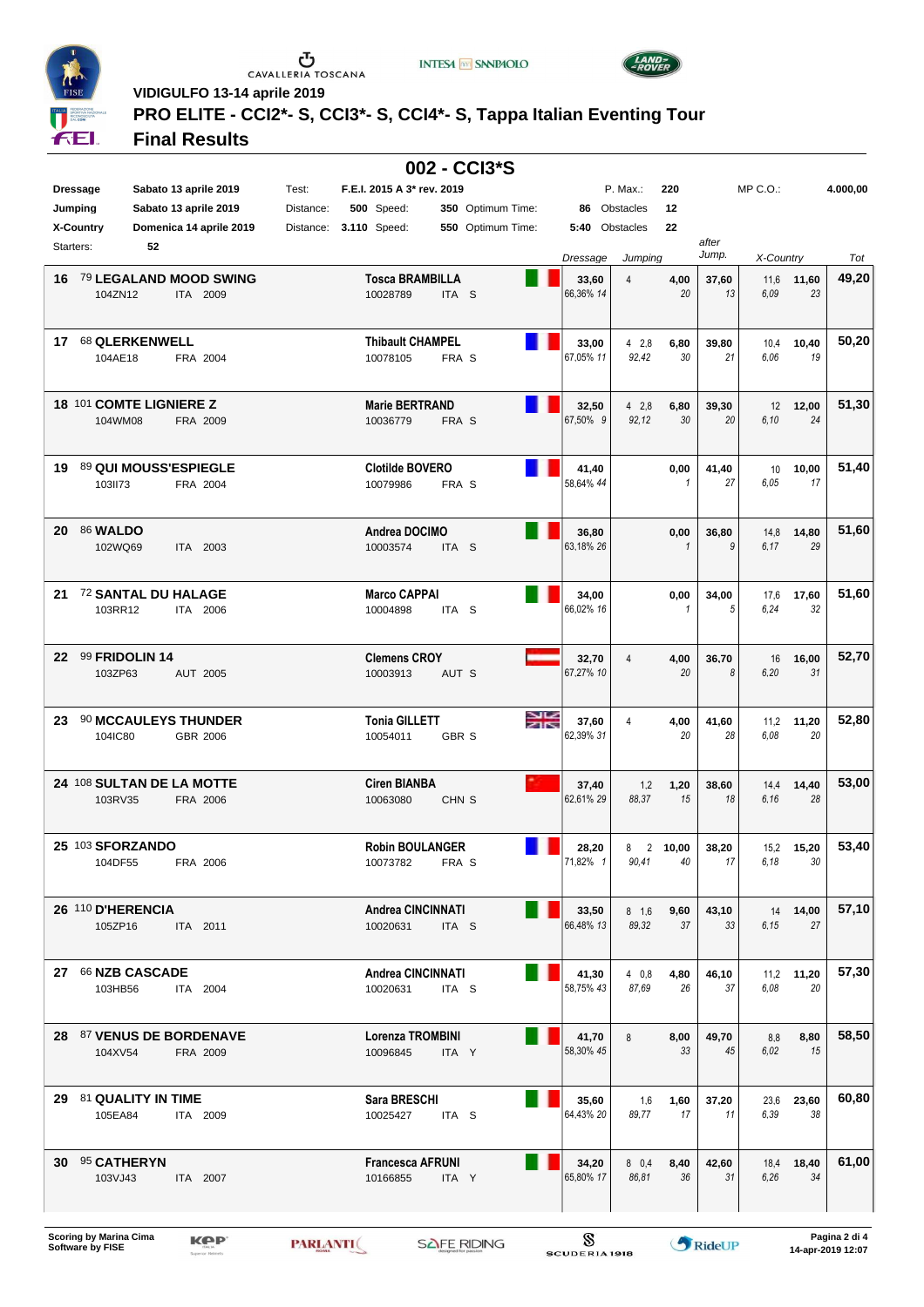**VIDIGULFO 13-14 aprile 2019**

## PRO ELITE - CCI2*- S, CCI3*- S, CCI4*- S, Tappa Italian Eventing Tour

## Final Results

### 002 - CCI3*S

| | | | | | | | | |
|---|---|---|---|---|---|---|---|---|
| Dressage | Sabato 13 aprile 2019 | Test: | F.E.I. 2015 A 3* rev. 2019 | | | P. Max.: | 220 | MP C.O.: 4.000,00 |
| Jumping | Sabato 13 aprile 2019 | Distance: | 500 | Speed: 350 | Optimum Time: 86 | Obstacles | 12 | |
| X-Country | Domenica 14 aprile 2019 | Distance: | 3.110 | Speed: 550 | Optimum Time: 5:40 | Obstacles | 22 | |
| Starters: | 52 | | | | | | | |

| Pos | No | Horse | Rider | Dressage | Jumping | after Jump. | X-Country | Tot |
|---|---|---|---|---|---|---|---|---|
| 16 | 79 | **LEGALAND MOOD SWING** 104ZN12 ITA 2009 | **Tosca BRAMBILLA** 10028789 ITA S | 33,60 66,36% 14 | 4 — 4,00 (20) | 37,60 (13) | 11,6 6,09 — 11,60 (23) | 49,20 |
| 17 | 68 | **QLERKENWELL** 104AE18 FRA 2004 | **Thibault CHAMPEL** 10078105 FRA S | 33,00 67,05% 11 | 4 2,8 92,42 — 6,80 (30) | 39,80 (21) | 10,4 6,06 — 10,40 (19) | 50,20 |
| 18 | 101 | **COMTE LIGNIERE Z** 104WM08 FRA 2009 | **Marie BERTRAND** 10036779 FRA S | 32,50 67,50% 9 | 4 2,8 92,12 — 6,80 (30) | 39,30 (20) | 12 6,10 — 12,00 (24) | 51,30 |
| 19 | 89 | **QUI MOUSS'ESPIEGLE** 103II73 FRA 2004 | **Clotilde BOVERO** 10079986 FRA S | 41,40 58,64% 44 | 0,00 (1) | 41,40 (27) | 10 6,05 — 10,00 (17) | 51,40 |
| 20 | 86 | **WALDO** 102WQ69 ITA 2003 | **Andrea DOCIMO** 10003574 ITA S | 36,80 63,18% 26 | 0,00 (1) | 36,80 (9) | 14,8 6,17 — 14,80 (29) | 51,60 |
| 21 | 72 | **SANTAL DU HALAGE** 103RR12 ITA 2006 | **Marco CAPPAI** 10004898 ITA S | 34,00 66,02% 16 | 0,00 (1) | 34,00 (5) | 17,6 6,24 — 17,60 (32) | 51,60 |
| 22 | 99 | **FRIDOLIN 14** 103ZP63 AUT 2005 | **Clemens CROY** 10003913 AUT S | 32,70 67,27% 10 | 4 — 4,00 (20) | 36,70 (8) | 16 6,20 — 16,00 (31) | 52,70 |
| 23 | 90 | **MCCAULEYS THUNDER** 104IC80 GBR 2006 | **Tonia GILLETT** 10054011 GBR S | 37,60 62,39% 31 | 4 — 4,00 (20) | 41,60 (28) | 11,2 6,08 — 11,20 (20) | 52,80 |
| 24 | 108 | **SULTAN DE LA MOTTE** 103RV35 FRA 2006 | **Ciren BIANBA** 10063080 CHN S | 37,40 62,61% 29 | 1,2 88,37 — 1,20 (15) | 38,60 (18) | 14,4 6,16 — 14,40 (28) | 53,00 |
| 25 | 103 | **SFORZANDO** 104DF55 FRA 2006 | **Robin BOULANGER** 10073782 FRA S | 28,20 71,82% 1 | 8 2 90,41 — 10,00 (40) | 38,20 (17) | 15,2 6,18 — 15,20 (30) | 53,40 |
| 26 | 110 | **D'HERENCIA** 105ZP16 ITA 2011 | **Andrea CINCINNATI** 10020631 ITA S | 33,50 66,48% 13 | 8 1,6 89,32 — 9,60 (37) | 43,10 (33) | 14 6,15 — 14,00 (27) | 57,10 |
| 27 | 66 | **NZB CASCADE** 103HB56 ITA 2004 | **Andrea CINCINNATI** 10020631 ITA S | 41,30 58,75% 43 | 4 0,8 87,69 — 4,80 (26) | 46,10 (37) | 11,2 6,08 — 11,20 (20) | 57,30 |
| 28 | 87 | **VENUS DE BORDENAVE** 104XV54 FRA 2009 | **Lorenza TROMBINI** 10096845 ITA Y | 41,70 58,30% 45 | 8 — 8,00 (33) | 49,70 (45) | 8,8 6,02 — 8,80 (15) | 58,50 |
| 29 | 81 | **QUALITY IN TIME** 105EA84 ITA 2009 | **Sara BRESCHI** 10025427 ITA S | 35,60 64,43% 20 | 1,6 89,77 — 1,60 (17) | 37,20 (11) | 23,6 6,39 — 23,60 (38) | 60,80 |
| 30 | 95 | **CATHERYN** 103VJ43 ITA 2007 | **Francesca AFRUNI** 10166855 ITA Y | 34,20 65,80% 17 | 8 0,4 86,81 — 8,40 (36) | 42,60 (31) | 18,4 6,26 — 18,40 (34) | 61,00 |

Scoring by Marina Cima
Software by FISE

14-apr-2019 12:07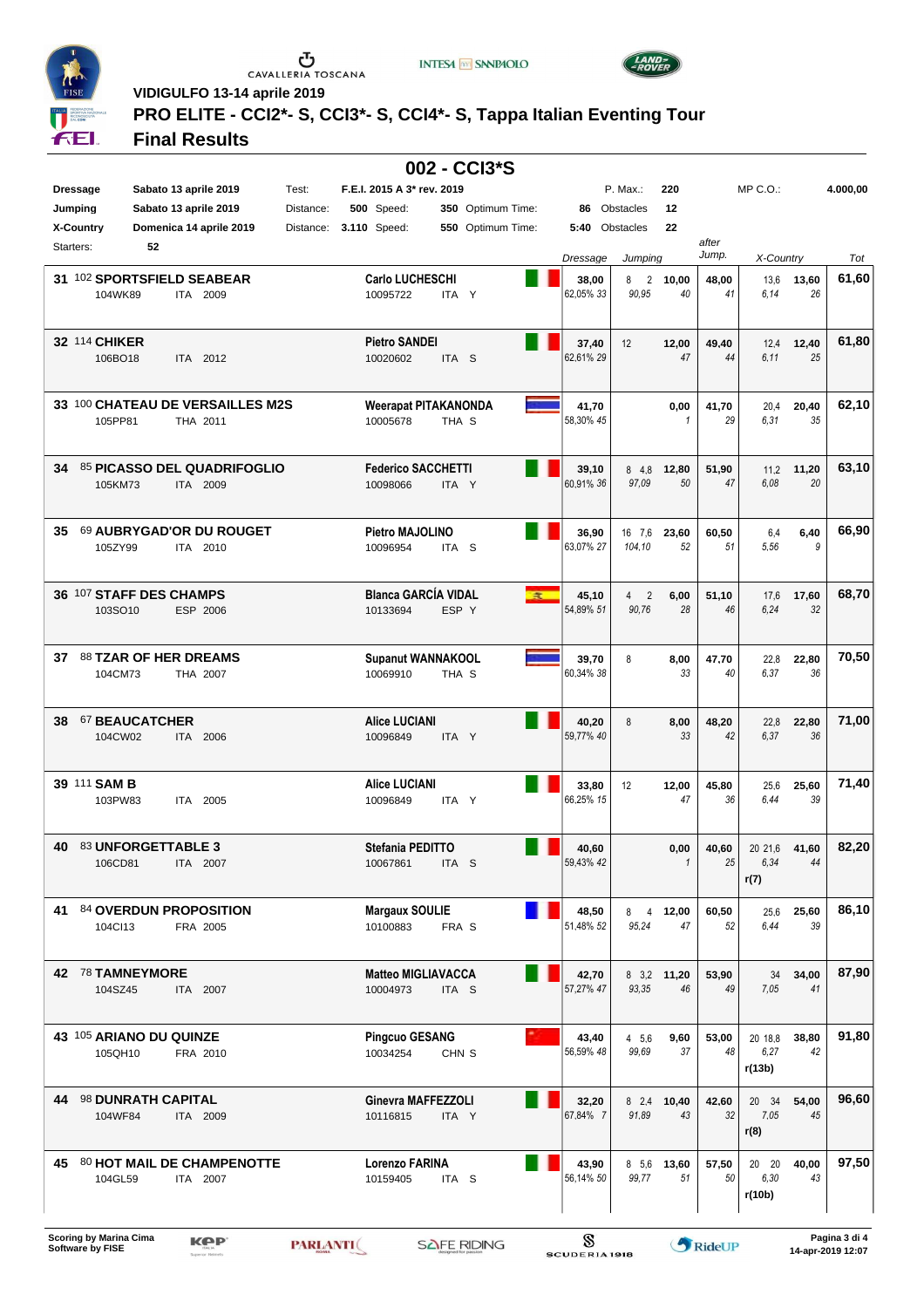VIDIGULFO 13-14 aprile 2019

# PRO ELITE - CCI2*- S, CCI3*- S, CCI4*- S, Tappa Italian Eventing Tour

## Final Results

### 002 - CCI3*S

| | | | | | | |
|---|---|---|---|---|---|---|
| Dressage | Sabato 13 aprile 2019 | Test: | F.E.I. 2015 A 3* rev. 2019 | | P. Max.: 220 | MP C.O.: 4.000,00 |
| Jumping | Sabato 13 aprile 2019 | Distance: | 500 Speed: 350 | Optimum Time: 86 | Obstacles 12 | |
| X-Country | Domenica 14 aprile 2019 | Distance: | 3.110 Speed: 550 | Optimum Time: 5:40 | Obstacles 22 | |
| Starters: | 52 | | | | | |

| Pos | No. | Horse | Horse ID | Nat / Year | Rider | FEI ID | Nat / Cat | Dressage | Dressage % / Rank | Jumping (pen.) | Jumping | Jumping Rank | after Jump. | after Jump. Rank | X-Country (pen.) | X-Country | X-Country Rank | Tot |
|---|---|---|---|---|---|---|---|---|---|---|---|---|---|---|---|---|---|---|
| 31 | 102 | SPORTSFIELD SEABEAR | 104WK89 | ITA 2009 | Carlo LUCHESCHI | 10095722 | ITA Y | 38,00 | 62,05% 33 | 8 2 (90,95) | 10,00 | 40 | 48,00 | 41 | 13,6 (6,14) | 13,60 | 26 | 61,60 |
| 32 | 114 | CHIKER | 106BO18 | ITA 2012 | Pietro SANDEI | 10020602 | ITA S | 37,40 | 62,61% 29 | 12 | 12,00 | 47 | 49,40 | 44 | 12,4 (6,11) | 12,40 | 25 | 61,80 |
| 33 | 100 | CHATEAU DE VERSAILLES M2S | 105PP81 | THA 2011 | Weerapat PITAKANONDA | 10005678 | THA S | 41,70 | 58,30% 45 | | 0,00 | 1 | 41,70 | 29 | 20,4 (6,31) | 20,40 | 35 | 62,10 |
| 34 | 85 | PICASSO DEL QUADRIFOGLIO | 105KM73 | ITA 2009 | Federico SACCHETTI | 10098066 | ITA Y | 39,10 | 60,91% 36 | 8 4,8 (97,09) | 12,80 | 50 | 51,90 | 47 | 11,2 (6,08) | 11,20 | 20 | 63,10 |
| 35 | 69 | AUBRYGAD'OR DU ROUGET | 105ZY99 | ITA 2010 | Pietro MAJOLINO | 10096954 | ITA S | 36,90 | 63,07% 27 | 16 7,6 (104,10) | 23,60 | 52 | 60,50 | 51 | 6,4 (5,56) | 6,40 | 9 | 66,90 |
| 36 | 107 | STAFF DES CHAMPS | 103SO10 | ESP 2006 | Blanca GARCÍA VIDAL | 10133694 | ESP Y | 45,10 | 54,89% 51 | 4 2 (90,76) | 6,00 | 28 | 51,10 | 46 | 17,6 (6,24) | 17,60 | 32 | 68,70 |
| 37 | 88 | TZAR OF HER DREAMS | 104CM73 | THA 2007 | Supanut WANNAKOOL | 10069910 | THA S | 39,70 | 60,34% 38 | 8 | 8,00 | 33 | 47,70 | 40 | 22,8 (6,37) | 22,80 | 36 | 70,50 |
| 38 | 67 | BEAUCATCHER | 104CW02 | ITA 2006 | Alice LUCIANI | 10096849 | ITA Y | 40,20 | 59,77% 40 | 8 | 8,00 | 33 | 48,20 | 42 | 22,8 (6,37) | 22,80 | 36 | 71,00 |
| 39 | 111 | SAM B | 103PW83 | ITA 2005 | Alice LUCIANI | 10096849 | ITA Y | 33,80 | 66,25% 15 | 12 | 12,00 | 47 | 45,80 | 36 | 25,6 (6,44) | 25,60 | 39 | 71,40 |
| 40 | 83 | UNFORGETTABLE 3 | 106CD81 | ITA 2007 | Stefania PEDITTO | 10067861 | ITA S | 40,60 | 59,43% 42 | | 0,00 | 1 | 40,60 | 25 | 20 21,6 (6,34) r(7) | 41,60 | 44 | 82,20 |
| 41 | 84 | OVERDUN PROPOSITION | 104CI13 | FRA 2005 | Margaux SOULIE | 10100883 | FRA S | 48,50 | 51,48% 52 | 8 4 (95,24) | 12,00 | 47 | 60,50 | 52 | 25,6 (6,44) | 25,60 | 39 | 86,10 |
| 42 | 78 | TAMNEYMORE | 104SZ45 | ITA 2007 | Matteo MIGLIAVACCA | 10004973 | ITA S | 42,70 | 57,27% 47 | 8 3,2 (93,35) | 11,20 | 46 | 53,90 | 49 | 34 (7,05) | 34,00 | 41 | 87,90 |
| 43 | 105 | ARIANO DU QUINZE | 105QH10 | FRA 2010 | Pingcuo GESANG | 10034254 | CHN S | 43,40 | 56,59% 48 | 4 5,6 (99,69) | 9,60 | 37 | 53,00 | 48 | 20 18,8 (6,27) r(13b) | 38,80 | 42 | 91,80 |
| 44 | 98 | DUNRATH CAPITAL | 104WF84 | ITA 2009 | Ginevra MAFFEZZOLI | 10116815 | ITA Y | 32,20 | 67,84% 7 | 8 2,4 (91,89) | 10,40 | 43 | 42,60 | 32 | 20 34 (7,05) r(8) | 54,00 | 45 | 96,60 |
| 45 | 80 | HOT MAIL DE CHAMPENOTTE | 104GL59 | ITA 2007 | Lorenzo FARINA | 10159405 | ITA S | 43,90 | 56,14% 50 | 8 5,6 (99,77) | 13,60 | 51 | 57,50 | 50 | 20 20 (6,30) r(10b) | 40,00 | 43 | 97,50 |

Scoring by Marina Cima
Software by FISE

14-apr-2019 12:07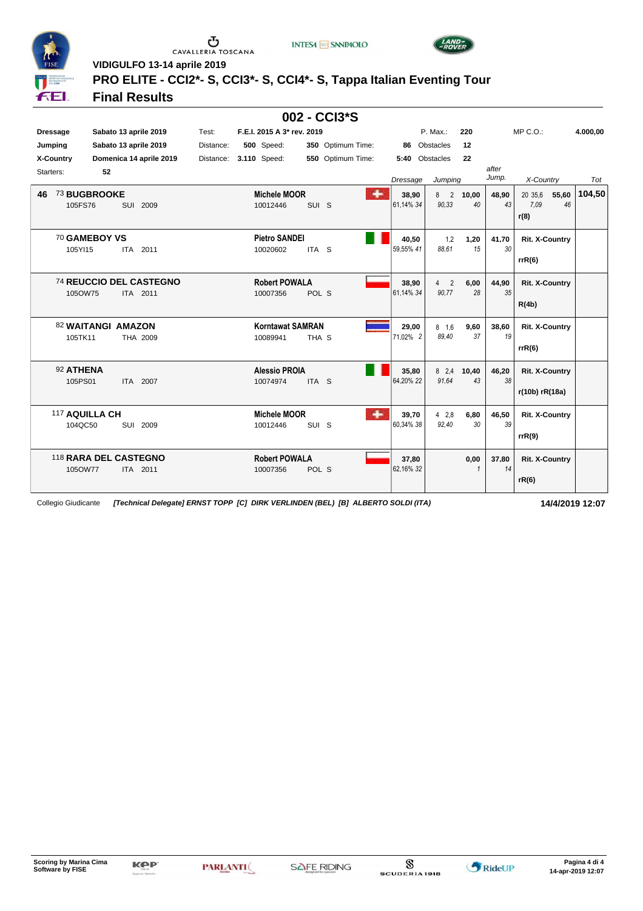VIDIGULFO 13-14 aprile 2019

# PRO ELITE - CCI2*- S, CCI3*- S, CCI4*- S, Tappa Italian Eventing Tour

## Final Results

### 002 - CCI3*S

| | | | | | | | | | |
|---|---|---|---|---|---|---|---|---|---|
| **Dressage** | **Sabato 13 aprile 2019** | Test: | **F.E.I. 2015 A 3* rev. 2019** | | | P. Max.: | **220** | MP C.O.: | **4.000,00** |
| **Jumping** | **Sabato 13 aprile 2019** | Distance: | **500** Speed: | **350** Optimum Time: | **86** | Obstacles | **12** | | |
| **X-Country** | **Domenica 14 aprile 2019** | Distance: | **3.110** Speed: | **550** Optimum Time: | **5:40** | Obstacles | **22** | | |
| Starters: | **52** | | | | | | | | |

| Pos | Horse | Rider | Dressage | Jumping | after Jump. | X-Country | Tot |
|---|---|---|---|---|---|---|---|
| **46** | 73 **BUGBROOKE** 105FS76 SUI 2009 | **Michele MOOR** 10012446 SUI S | **38,90** 61,14% 34 | 8 2 **10,00** 90,33 40 | **48,90** 43 | 20 35,6 **55,60** 7,09 46 **r(8)** | **104,50** |
| | 70 **GAMEBOY VS** 105YI15 ITA 2011 | **Pietro SANDEI** 10020602 ITA S | **40,50** 59,55% 41 | 1,2 **1,20** 88,61 15 | **41,70** 30 | **Rit. X-Country** **rrR(6)** | |
| | 74 **REUCCIO DEL CASTEGNO** 105OW75 ITA 2011 | **Robert POWALA** 10007356 POL S | **38,90** 61,14% 34 | 4 2 **6,00** 90,77 28 | **44,90** 35 | **Rit. X-Country** **R(4b)** | |
| | 82 **WAITANGI AMAZON** 105TK11 THA 2009 | **Korntawat SAMRAN** 10089941 THA S | **29,00** 71,02% 2 | 8 1,6 **9,60** 89,40 37 | **38,60** 19 | **Rit. X-Country** **rrR(6)** | |
| | 92 **ATHENA** 105PS01 ITA 2007 | **Alessio PROIA** 10074974 ITA S | **35,80** 64,20% 22 | 8 2,4 **10,40** 91,64 43 | **46,20** 38 | **Rit. X-Country** **r(10b) rR(18a)** | |
| | 117 **AQUILLA CH** 104QC50 SUI 2009 | **Michele MOOR** 10012446 SUI S | **39,70** 60,34% 38 | 4 2,8 **6,80** 92,40 30 | **46,50** 39 | **Rit. X-Country** **rrR(9)** | |
| | 118 **RARA DEL CASTEGNO** 105OW77 ITA 2011 | **Robert POWALA** 10007356 POL S | **37,80** 62,16% 32 | **0,00** 1 | **37,80** 14 | **Rit. X-Country** **rR(6)** | |

Collegio Giudicante *[Technical Delegate] ERNST TOPP [C] DIRK VERLINDEN (BEL) [B] ALBERTO SOLDI (ITA)* **14/4/2019 12:07**

Scoring by Marina Cima
Software by FISE